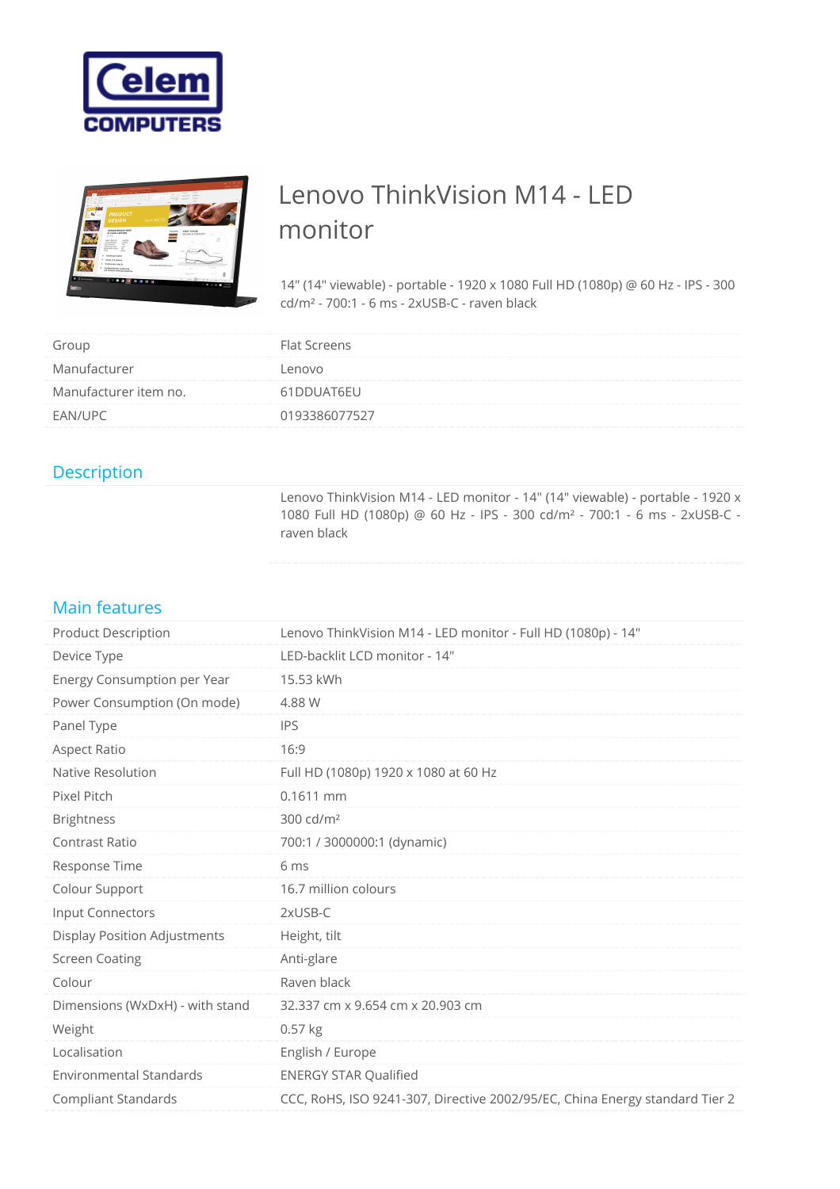Celem COMPUTERS

# Lenovo ThinkVision M14 - LED monitor

14" (14" viewable) - portable - 1920 x 1080 Full HD (1080p) @ 60 Hz - IPS - 300 cd/m² - 700:1 - 6 ms - 2xUSB-C - raven black

| | |
|---|---|
| Group | Flat Screens |
| Manufacturer | Lenovo |
| Manufacturer item no. | 61DDUAT6EU |
| EAN/UPC | 0193386077527 |

## Description

Lenovo ThinkVision M14 - LED monitor - 14" (14" viewable) - portable - 1920 x 1080 Full HD (1080p) @ 60 Hz - IPS - 300 cd/m² - 700:1 - 6 ms - 2xUSB-C - raven black

## Main features

| | |
|---|---|
| Product Description | Lenovo ThinkVision M14 - LED monitor - Full HD (1080p) - 14" |
| Device Type | LED-backlit LCD monitor - 14" |
| Energy Consumption per Year | 15.53 kWh |
| Power Consumption (On mode) | 4.88 W |
| Panel Type | IPS |
| Aspect Ratio | 16:9 |
| Native Resolution | Full HD (1080p) 1920 x 1080 at 60 Hz |
| Pixel Pitch | 0.1611 mm |
| Brightness | 300 cd/m² |
| Contrast Ratio | 700:1 / 3000000:1 (dynamic) |
| Response Time | 6 ms |
| Colour Support | 16.7 million colours |
| Input Connectors | 2xUSB-C |
| Display Position Adjustments | Height, tilt |
| Screen Coating | Anti-glare |
| Colour | Raven black |
| Dimensions (WxDxH) - with stand | 32.337 cm x 9.654 cm x 20.903 cm |
| Weight | 0.57 kg |
| Localisation | English / Europe |
| Environmental Standards | ENERGY STAR Qualified |
| Compliant Standards | CCC, RoHS, ISO 9241-307, Directive 2002/95/EC, China Energy standard Tier 2 |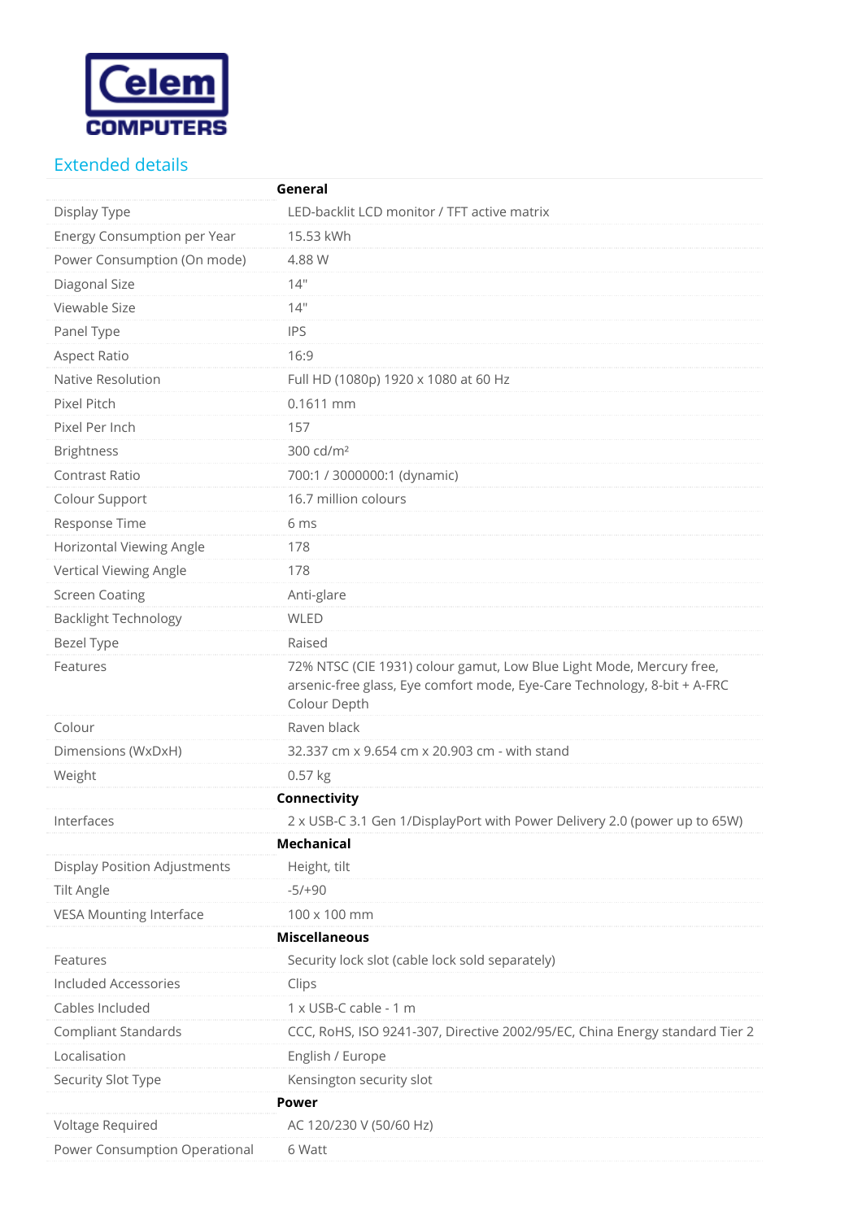## Extended details

| | |
|---|---|
| | **General** |
| Display Type | LED-backlit LCD monitor / TFT active matrix |
| Energy Consumption per Year | 15.53 kWh |
| Power Consumption (On mode) | 4.88 W |
| Diagonal Size | 14" |
| Viewable Size | 14" |
| Panel Type | IPS |
| Aspect Ratio | 16:9 |
| Native Resolution | Full HD (1080p) 1920 x 1080 at 60 Hz |
| Pixel Pitch | 0.1611 mm |
| Pixel Per Inch | 157 |
| Brightness | 300 cd/m² |
| Contrast Ratio | 700:1 / 3000000:1 (dynamic) |
| Colour Support | 16.7 million colours |
| Response Time | 6 ms |
| Horizontal Viewing Angle | 178 |
| Vertical Viewing Angle | 178 |
| Screen Coating | Anti-glare |
| Backlight Technology | WLED |
| Bezel Type | Raised |
| Features | 72% NTSC (CIE 1931) colour gamut, Low Blue Light Mode, Mercury free, arsenic-free glass, Eye comfort mode, Eye-Care Technology, 8-bit + A-FRC Colour Depth |
| Colour | Raven black |
| Dimensions (WxDxH) | 32.337 cm x 9.654 cm x 20.903 cm - with stand |
| Weight | 0.57 kg |
| | **Connectivity** |
| Interfaces | 2 x USB-C 3.1 Gen 1/DisplayPort with Power Delivery 2.0 (power up to 65W) |
| | **Mechanical** |
| Display Position Adjustments | Height, tilt |
| Tilt Angle | -5/+90 |
| VESA Mounting Interface | 100 x 100 mm |
| | **Miscellaneous** |
| Features | Security lock slot (cable lock sold separately) |
| Included Accessories | Clips |
| Cables Included | 1 x USB-C cable - 1 m |
| Compliant Standards | CCC, RoHS, ISO 9241-307, Directive 2002/95/EC, China Energy standard Tier 2 |
| Localisation | English / Europe |
| Security Slot Type | Kensington security slot |
| | **Power** |
| Voltage Required | AC 120/230 V (50/60 Hz) |
| Power Consumption Operational | 6 Watt |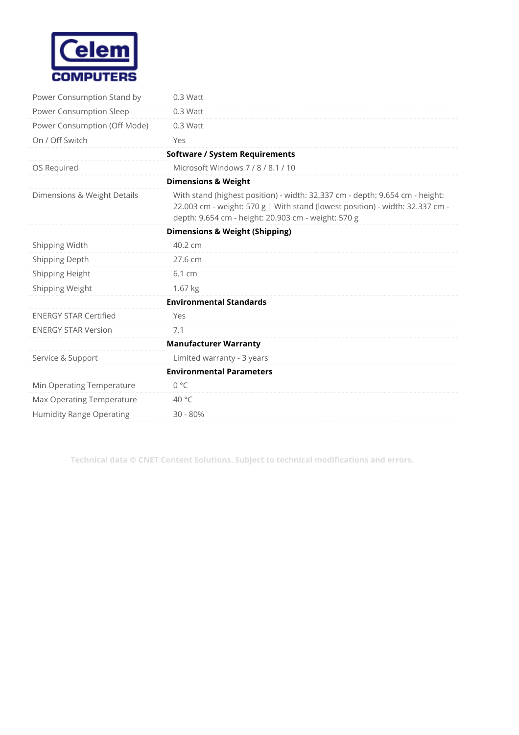| | |
|---|---|
| Power Consumption Stand by | 0.3 Watt |
| Power Consumption Sleep | 0.3 Watt |
| Power Consumption (Off Mode) | 0.3 Watt |
| On / Off Switch | Yes |
| | **Software / System Requirements** |
| OS Required | Microsoft Windows 7 / 8 / 8.1 / 10 |
| | **Dimensions & Weight** |
| Dimensions & Weight Details | With stand (highest position) - width: 32.337 cm - depth: 9.654 cm - height: 22.003 cm - weight: 570 g ¦ With stand (lowest position) - width: 32.337 cm - depth: 9.654 cm - height: 20.903 cm - weight: 570 g |
| | **Dimensions & Weight (Shipping)** |
| Shipping Width | 40.2 cm |
| Shipping Depth | 27.6 cm |
| Shipping Height | 6.1 cm |
| Shipping Weight | 1.67 kg |
| | **Environmental Standards** |
| ENERGY STAR Certified | Yes |
| ENERGY STAR Version | 7.1 |
| | **Manufacturer Warranty** |
| Service & Support | Limited warranty - 3 years |
| | **Environmental Parameters** |
| Min Operating Temperature | 0 °C |
| Max Operating Temperature | 40 °C |
| Humidity Range Operating | 30 - 80% |

**Technical data © CNET Content Solutions. Subject to technical modifications and errors.**